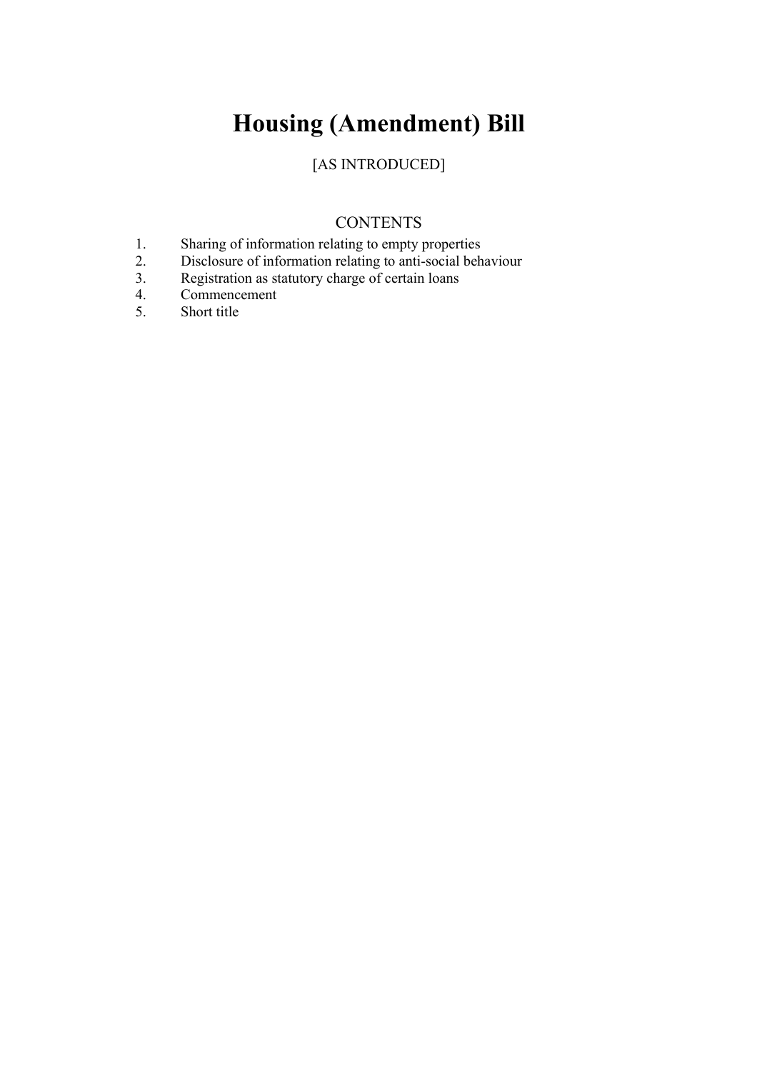# Housing (Amendment) Bill

[AS INTRODUCED]

## CONTENTS

1. Sharing of information relating to empty properties
2. Disclosure of information relating to anti-social behaviour
3. Registration as statutory charge of certain loans
4. Commencement
5. Short title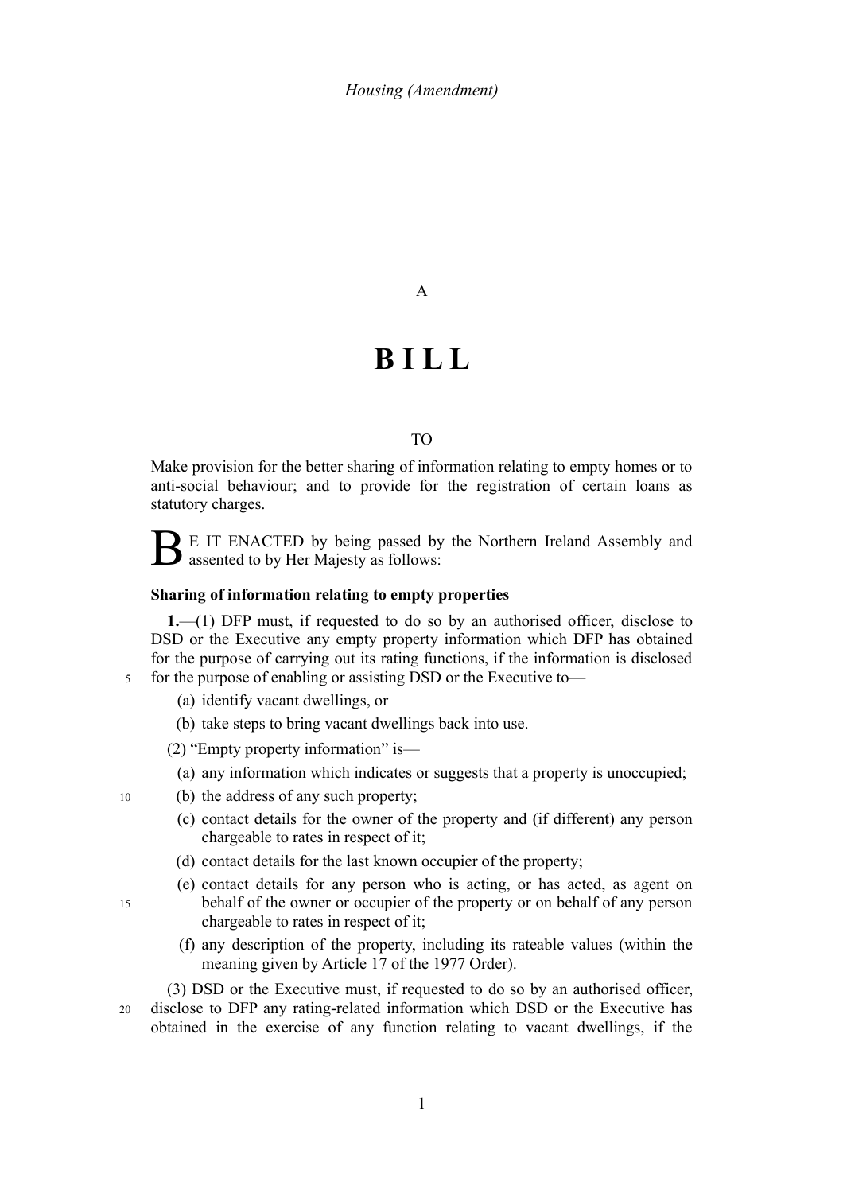*Housing (Amendment)*

A

# B I L L

TO

Make provision for the better sharing of information relating to empty homes or to anti-social behaviour; and to provide for the registration of certain loans as statutory charges.

BE IT ENACTED by being passed by the Northern Ireland Assembly and assented to by Her Majesty as follows:

**Sharing of information relating to empty properties**

**1.**—(1) DFP must, if requested to do so by an authorised officer, disclose to DSD or the Executive any empty property information which DFP has obtained for the purpose of carrying out its rating functions, if the information is disclosed for the purpose of enabling or assisting DSD or the Executive to—

(a) identify vacant dwellings, or

(b) take steps to bring vacant dwellings back into use.

(2) "Empty property information" is—

(a) any information which indicates or suggests that a property is unoccupied;

(b) the address of any such property;

(c) contact details for the owner of the property and (if different) any person chargeable to rates in respect of it;

(d) contact details for the last known occupier of the property;

(e) contact details for any person who is acting, or has acted, as agent on behalf of the owner or occupier of the property or on behalf of any person chargeable to rates in respect of it;

(f) any description of the property, including its rateable values (within the meaning given by Article 17 of the 1977 Order).

(3) DSD or the Executive must, if requested to do so by an authorised officer, disclose to DFP any rating-related information which DSD or the Executive has obtained in the exercise of any function relating to vacant dwellings, if the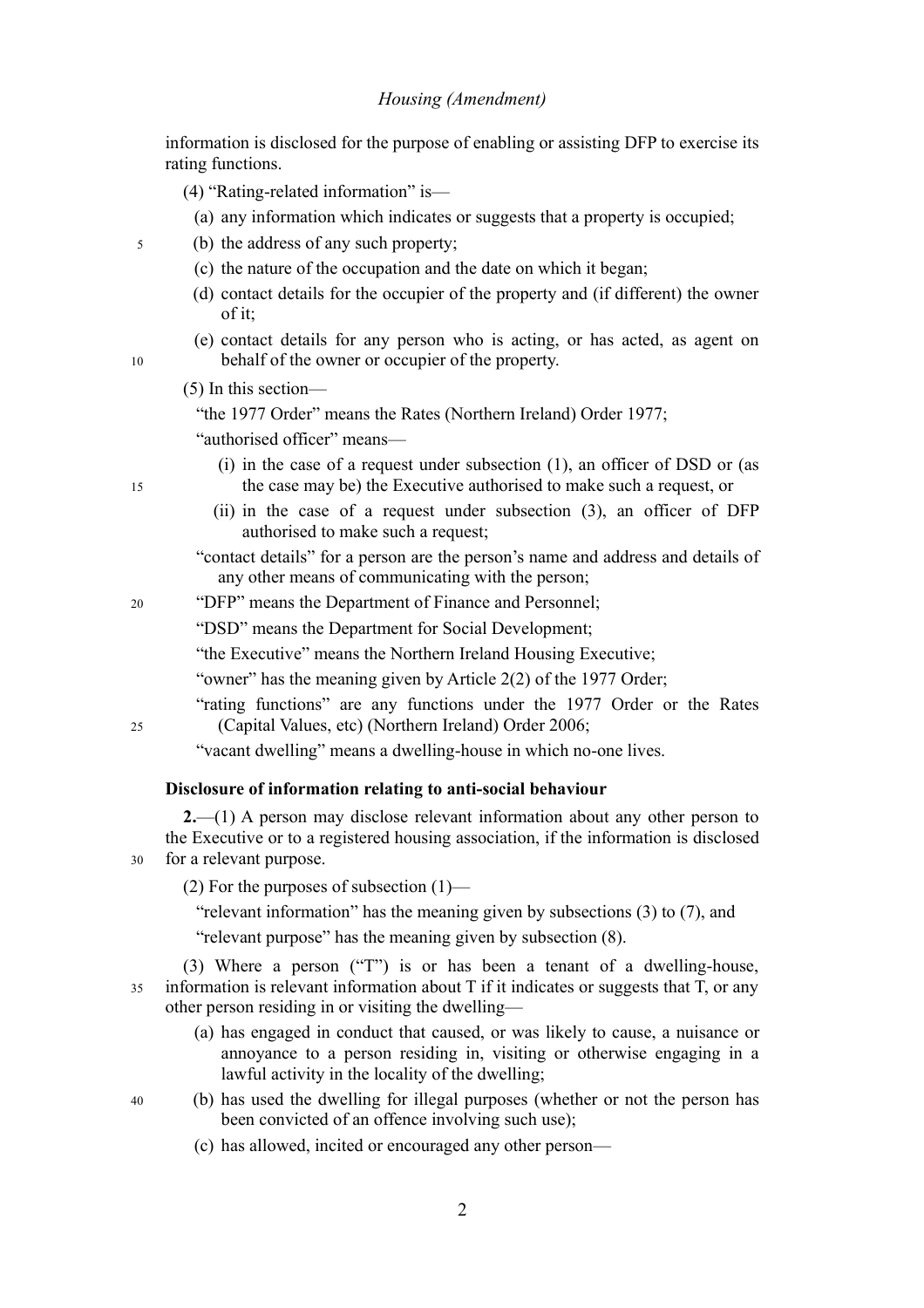information is disclosed for the purpose of enabling or assisting DFP to exercise its rating functions.

(4) "Rating-related information" is—

(a) any information which indicates or suggests that a property is occupied;

(b) the address of any such property;

(c) the nature of the occupation and the date on which it began;

(d) contact details for the occupier of the property and (if different) the owner of it;

(e) contact details for any person who is acting, or has acted, as agent on behalf of the owner or occupier of the property.

(5) In this section—

"the 1977 Order" means the Rates (Northern Ireland) Order 1977;

"authorised officer" means—

(i) in the case of a request under subsection (1), an officer of DSD or (as the case may be) the Executive authorised to make such a request, or

(ii) in the case of a request under subsection (3), an officer of DFP authorised to make such a request;

"contact details" for a person are the person's name and address and details of any other means of communicating with the person;

"DFP" means the Department of Finance and Personnel;

"DSD" means the Department for Social Development;

"the Executive" means the Northern Ireland Housing Executive;

"owner" has the meaning given by Article 2(2) of the 1977 Order;

"rating functions" are any functions under the 1977 Order or the Rates (Capital Values, etc) (Northern Ireland) Order 2006;

"vacant dwelling" means a dwelling-house in which no-one lives.

**Disclosure of information relating to anti-social behaviour**

**2.**—(1) A person may disclose relevant information about any other person to the Executive or to a registered housing association, if the information is disclosed for a relevant purpose.

(2) For the purposes of subsection (1)—

"relevant information" has the meaning given by subsections (3) to (7), and

"relevant purpose" has the meaning given by subsection (8).

(3) Where a person ("T") is or has been a tenant of a dwelling-house, information is relevant information about T if it indicates or suggests that T, or any other person residing in or visiting the dwelling—

(a) has engaged in conduct that caused, or was likely to cause, a nuisance or annoyance to a person residing in, visiting or otherwise engaging in a lawful activity in the locality of the dwelling;

(b) has used the dwelling for illegal purposes (whether or not the person has been convicted of an offence involving such use);

(c) has allowed, incited or encouraged any other person—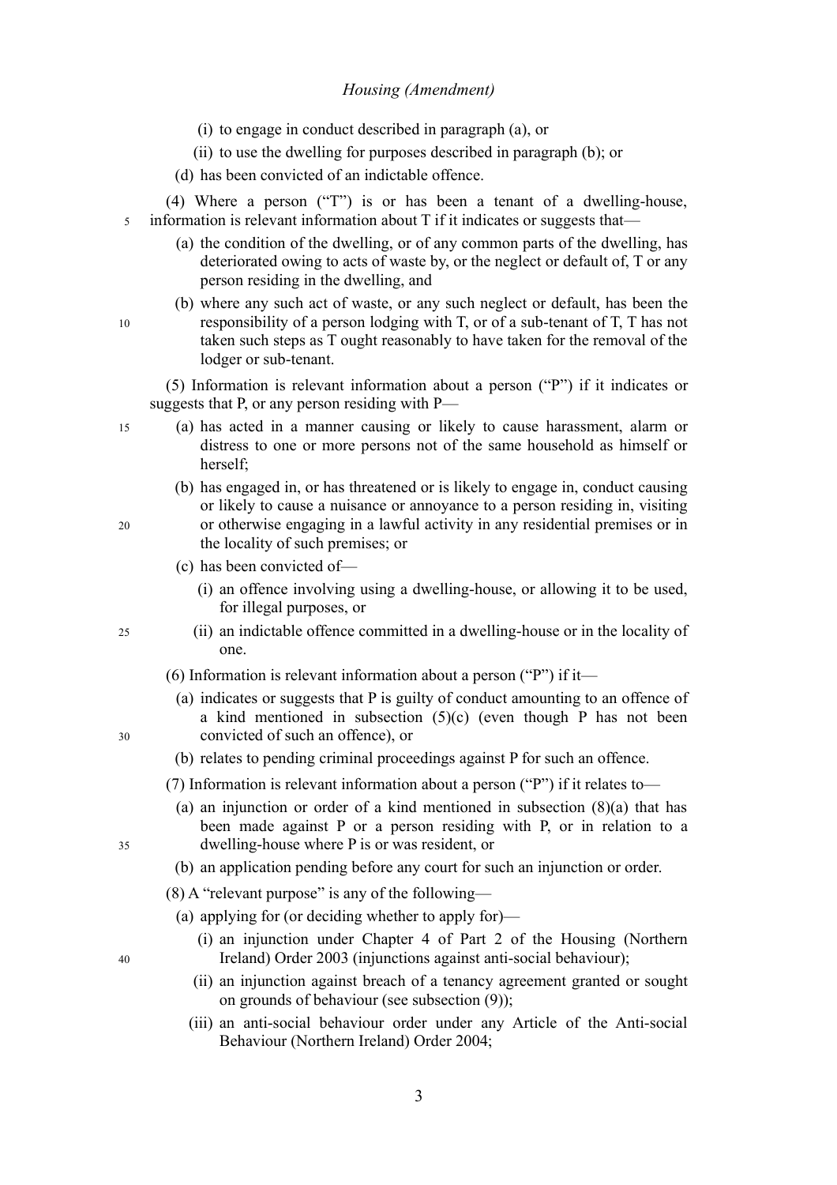(i) to engage in conduct described in paragraph (a), or

(ii) to use the dwelling for purposes described in paragraph (b); or

(d) has been convicted of an indictable offence.

(4) Where a person ("T") is or has been a tenant of a dwelling-house, information is relevant information about T if it indicates or suggests that—

(a) the condition of the dwelling, or of any common parts of the dwelling, has deteriorated owing to acts of waste by, or the neglect or default of, T or any person residing in the dwelling, and

(b) where any such act of waste, or any such neglect or default, has been the responsibility of a person lodging with T, or of a sub-tenant of T, T has not taken such steps as T ought reasonably to have taken for the removal of the lodger or sub-tenant.

(5) Information is relevant information about a person ("P") if it indicates or suggests that P, or any person residing with P—

(a) has acted in a manner causing or likely to cause harassment, alarm or distress to one or more persons not of the same household as himself or herself;

(b) has engaged in, or has threatened or is likely to engage in, conduct causing or likely to cause a nuisance or annoyance to a person residing in, visiting or otherwise engaging in a lawful activity in any residential premises or in the locality of such premises; or

(c) has been convicted of—

(i) an offence involving using a dwelling-house, or allowing it to be used, for illegal purposes, or

(ii) an indictable offence committed in a dwelling-house or in the locality of one.

(6) Information is relevant information about a person ("P") if it—

(a) indicates or suggests that P is guilty of conduct amounting to an offence of a kind mentioned in subsection (5)(c) (even though P has not been convicted of such an offence), or

(b) relates to pending criminal proceedings against P for such an offence.

(7) Information is relevant information about a person ("P") if it relates to—

(a) an injunction or order of a kind mentioned in subsection (8)(a) that has been made against P or a person residing with P, or in relation to a dwelling-house where P is or was resident, or

(b) an application pending before any court for such an injunction or order.

(8) A "relevant purpose" is any of the following—

(a) applying for (or deciding whether to apply for)—

(i) an injunction under Chapter 4 of Part 2 of the Housing (Northern Ireland) Order 2003 (injunctions against anti-social behaviour);

(ii) an injunction against breach of a tenancy agreement granted or sought on grounds of behaviour (see subsection (9));

(iii) an anti-social behaviour order under any Article of the Anti-social Behaviour (Northern Ireland) Order 2004;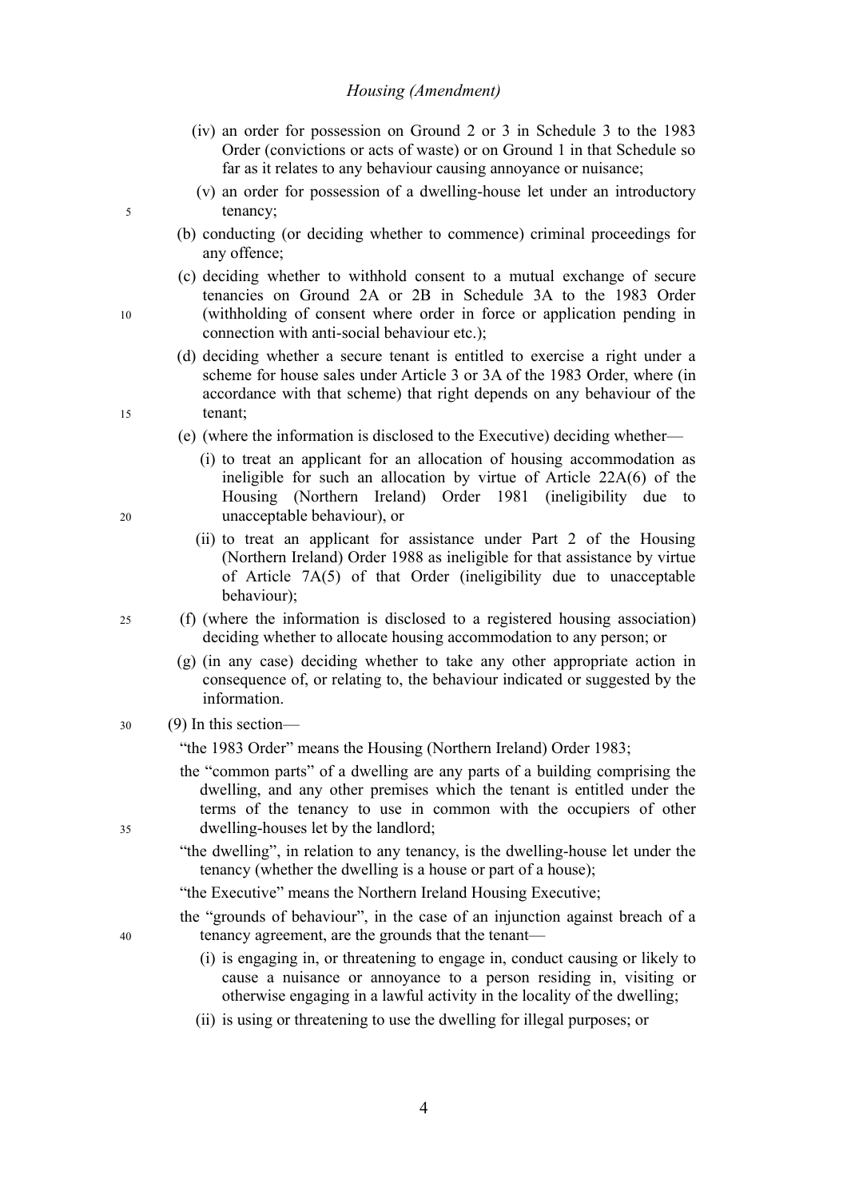(iv) an order for possession on Ground 2 or 3 in Schedule 3 to the 1983 Order (convictions or acts of waste) or on Ground 1 in that Schedule so far as it relates to any behaviour causing annoyance or nuisance;

(v) an order for possession of a dwelling-house let under an introductory tenancy;

(b) conducting (or deciding whether to commence) criminal proceedings for any offence;

(c) deciding whether to withhold consent to a mutual exchange of secure tenancies on Ground 2A or 2B in Schedule 3A to the 1983 Order (withholding of consent where order in force or application pending in connection with anti-social behaviour etc.);

(d) deciding whether a secure tenant is entitled to exercise a right under a scheme for house sales under Article 3 or 3A of the 1983 Order, where (in accordance with that scheme) that right depends on any behaviour of the tenant;

(e) (where the information is disclosed to the Executive) deciding whether—

(i) to treat an applicant for an allocation of housing accommodation as ineligible for such an allocation by virtue of Article 22A(6) of the Housing (Northern Ireland) Order 1981 (ineligibility due to unacceptable behaviour), or

(ii) to treat an applicant for assistance under Part 2 of the Housing (Northern Ireland) Order 1988 as ineligible for that assistance by virtue of Article 7A(5) of that Order (ineligibility due to unacceptable behaviour);

(f) (where the information is disclosed to a registered housing association) deciding whether to allocate housing accommodation to any person; or

(g) (in any case) deciding whether to take any other appropriate action in consequence of, or relating to, the behaviour indicated or suggested by the information.

(9) In this section—

"the 1983 Order" means the Housing (Northern Ireland) Order 1983;

the "common parts" of a dwelling are any parts of a building comprising the dwelling, and any other premises which the tenant is entitled under the terms of the tenancy to use in common with the occupiers of other dwelling-houses let by the landlord;

"the dwelling", in relation to any tenancy, is the dwelling-house let under the tenancy (whether the dwelling is a house or part of a house);

"the Executive" means the Northern Ireland Housing Executive;

the "grounds of behaviour", in the case of an injunction against breach of a tenancy agreement, are the grounds that the tenant—

(i) is engaging in, or threatening to engage in, conduct causing or likely to cause a nuisance or annoyance to a person residing in, visiting or otherwise engaging in a lawful activity in the locality of the dwelling;

(ii) is using or threatening to use the dwelling for illegal purposes; or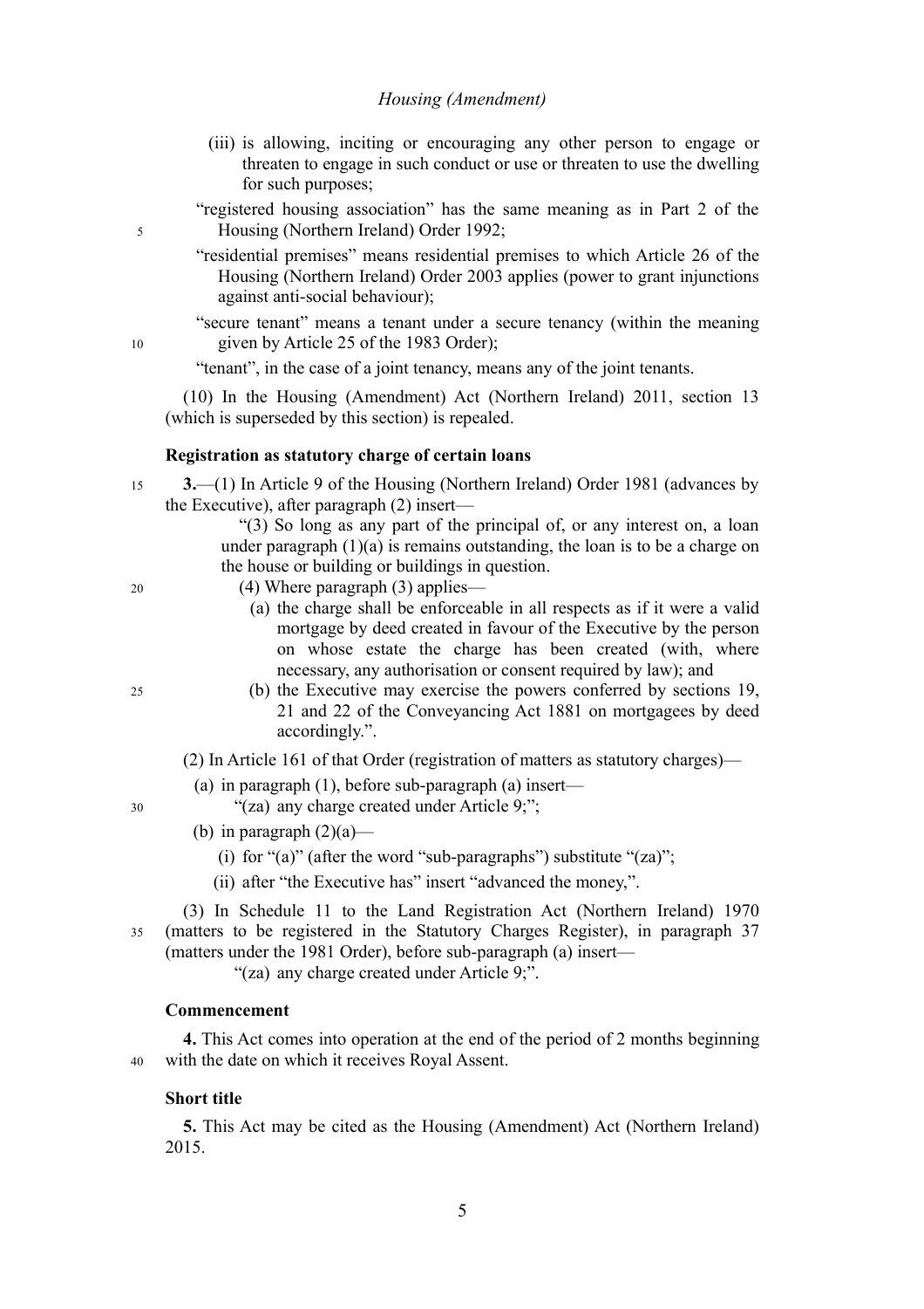(iii) is allowing, inciting or encouraging any other person to engage or threaten to engage in such conduct or use or threaten to use the dwelling for such purposes;

"registered housing association" has the same meaning as in Part 2 of the Housing (Northern Ireland) Order 1992;

"residential premises" means residential premises to which Article 26 of the Housing (Northern Ireland) Order 2003 applies (power to grant injunctions against anti-social behaviour);

"secure tenant" means a tenant under a secure tenancy (within the meaning given by Article 25 of the 1983 Order);

"tenant", in the case of a joint tenancy, means any of the joint tenants.

(10) In the Housing (Amendment) Act (Northern Ireland) 2011, section 13 (which is superseded by this section) is repealed.

### Registration as statutory charge of certain loans

**3.**—(1) In Article 9 of the Housing (Northern Ireland) Order 1981 (advances by the Executive), after paragraph (2) insert—

"(3) So long as any part of the principal of, or any interest on, a loan under paragraph (1)(a) is remains outstanding, the loan is to be a charge on the house or building or buildings in question.

(4) Where paragraph (3) applies—

(a) the charge shall be enforceable in all respects as if it were a valid mortgage by deed created in favour of the Executive by the person on whose estate the charge has been created (with, where necessary, any authorisation or consent required by law); and

(b) the Executive may exercise the powers conferred by sections 19, 21 and 22 of the Conveyancing Act 1881 on mortgagees by deed accordingly.".

(2) In Article 161 of that Order (registration of matters as statutory charges)—

(a) in paragraph (1), before sub-paragraph (a) insert—

"(za) any charge created under Article 9;";

(b) in paragraph (2)(a)—

(i) for "(a)" (after the word "sub-paragraphs") substitute "(za)";

(ii) after "the Executive has" insert "advanced the money,".

(3) In Schedule 11 to the Land Registration Act (Northern Ireland) 1970 (matters to be registered in the Statutory Charges Register), in paragraph 37 (matters under the 1981 Order), before sub-paragraph (a) insert—

"(za) any charge created under Article 9;".

### Commencement

**4.** This Act comes into operation at the end of the period of 2 months beginning with the date on which it receives Royal Assent.

### Short title

**5.** This Act may be cited as the Housing (Amendment) Act (Northern Ireland) 2015.